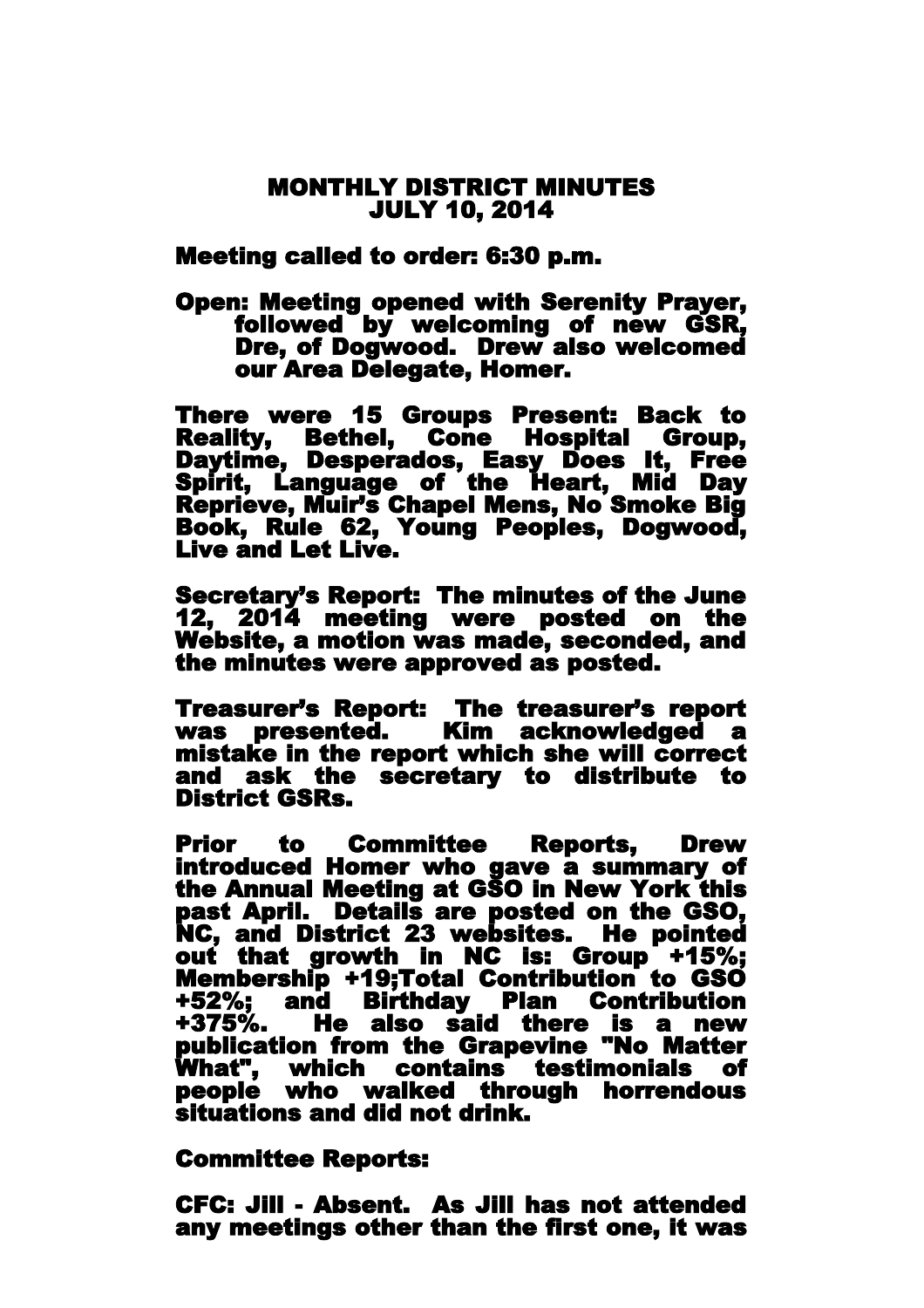# MONTHLY DISTRICT MINUTES
# JULY 10, 2014

**Meeting called to order: 6:30 p.m.**

**Open: Meeting opened with Serenity Prayer, followed by welcoming of new GSR, Dre, of Dogwood. Drew also welcomed our Area Delegate, Homer.**

**There were 15 Groups Present: Back to Reality, Bethel, Cone Hospital Group, Daytime, Desperados, Easy Does It, Free Spirit, Language of the Heart, Mid Day Reprieve, Muir's Chapel Mens, No Smoke Big Book, Rule 62, Young Peoples, Dogwood, Live and Let Live.**

**Secretary's Report: The minutes of the June 12, 2014 meeting were posted on the Website, a motion was made, seconded, and the minutes were approved as posted.**

**Treasurer's Report: The treasurer's report was presented. Kim acknowledged a mistake in the report which she will correct and ask the secretary to distribute to District GSRs.**

**Prior to Committee Reports, Drew introduced Homer who gave a summary of the Annual Meeting at GSO in New York this past April. Details are posted on the GSO, NC, and District 23 websites. He pointed out that growth in NC is: Group +15%; Membership +19;Total Contribution to GSO +52%; and Birthday Plan Contribution +375%. He also said there is a new publication from the Grapevine "No Matter What", which contains testimonials of people who walked through horrendous situations and did not drink.**

**Committee Reports:**

**CFC: Jill - Absent. As Jill has not attended any meetings other than the first one, it was**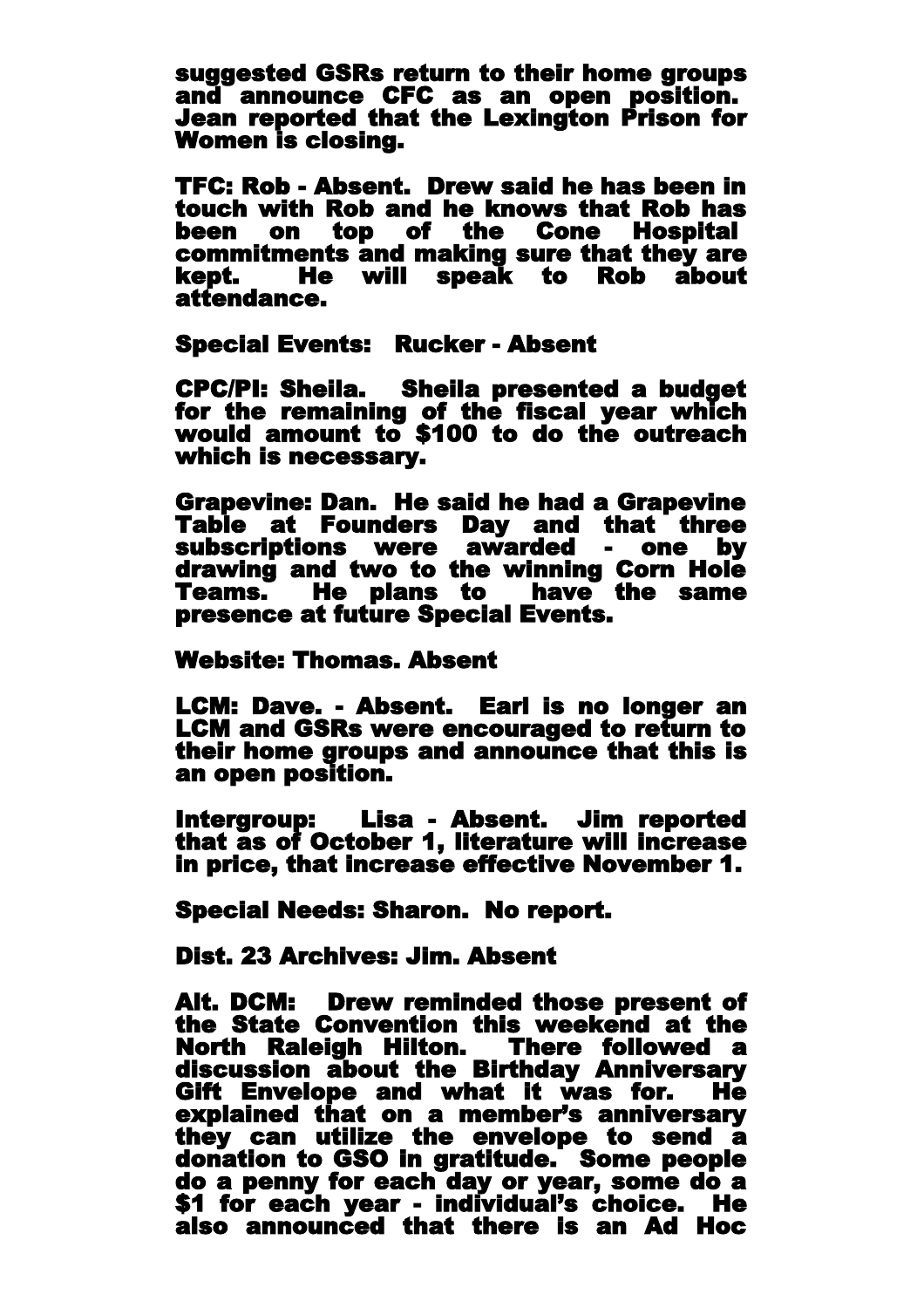suggested GSRs return to their home groups and announce CFC as an open position. Jean reported that the Lexington Prison for Women is closing.

TFC: Rob - Absent. Drew said he has been in touch with Rob and he knows that Rob has been on top of the Cone Hospital commitments and making sure that they are kept. He will speak to Rob about attendance.

Special Events: Rucker - Absent

CPC/PI: Sheila. Sheila presented a budget for the remaining of the fiscal year which would amount to $100 to do the outreach which is necessary.

Grapevine: Dan. He said he had a Grapevine Table at Founders Day and that three subscriptions were awarded - one by drawing and two to the winning Corn Hole Teams. He plans to have the same presence at future Special Events.

Website: Thomas. Absent

LCM: Dave. - Absent. Earl is no longer an LCM and GSRs were encouraged to return to their home groups and announce that this is an open position.

Intergroup: Lisa - Absent. Jim reported that as of October 1, literature will increase in price, that increase effective November 1.

Special Needs: Sharon. No report.

Dist. 23 Archives: Jim. Absent

Alt. DCM: Drew reminded those present of the State Convention this weekend at the North Raleigh Hilton. There followed a discussion about the Birthday Anniversary Gift Envelope and what it was for. He explained that on a member's anniversary they can utilize the envelope to send a donation to GSO in gratitude. Some people do a penny for each day or year, some do a $1 for each year - individual's choice. He also announced that there is an Ad Hoc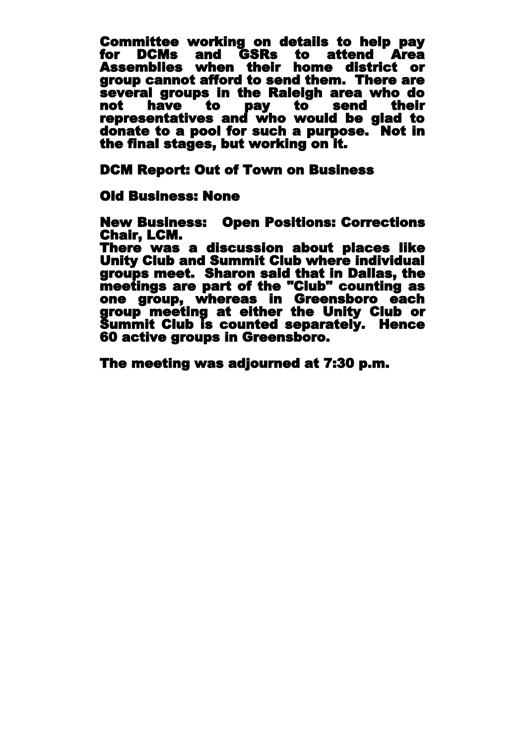Committee working on details to help pay for DCMs and GSRs to attend Area Assemblies when their home district or group cannot afford to send them. There are several groups in the Raleigh area who do not have to pay to send their representatives and who would be glad to donate to a pool for such a purpose. Not in the final stages, but working on it.

DCM Report: Out of Town on Business

Old Business: None

New Business: Open Positions: Corrections Chair, LCM.

There was a discussion about places like Unity Club and Summit Club where individual groups meet. Sharon said that in Dallas, the meetings are part of the "Club" counting as one group, whereas in Greensboro each group meeting at either the Unity Club or Summit Club is counted separately. Hence 60 active groups in Greensboro.

The meeting was adjourned at 7:30 p.m.